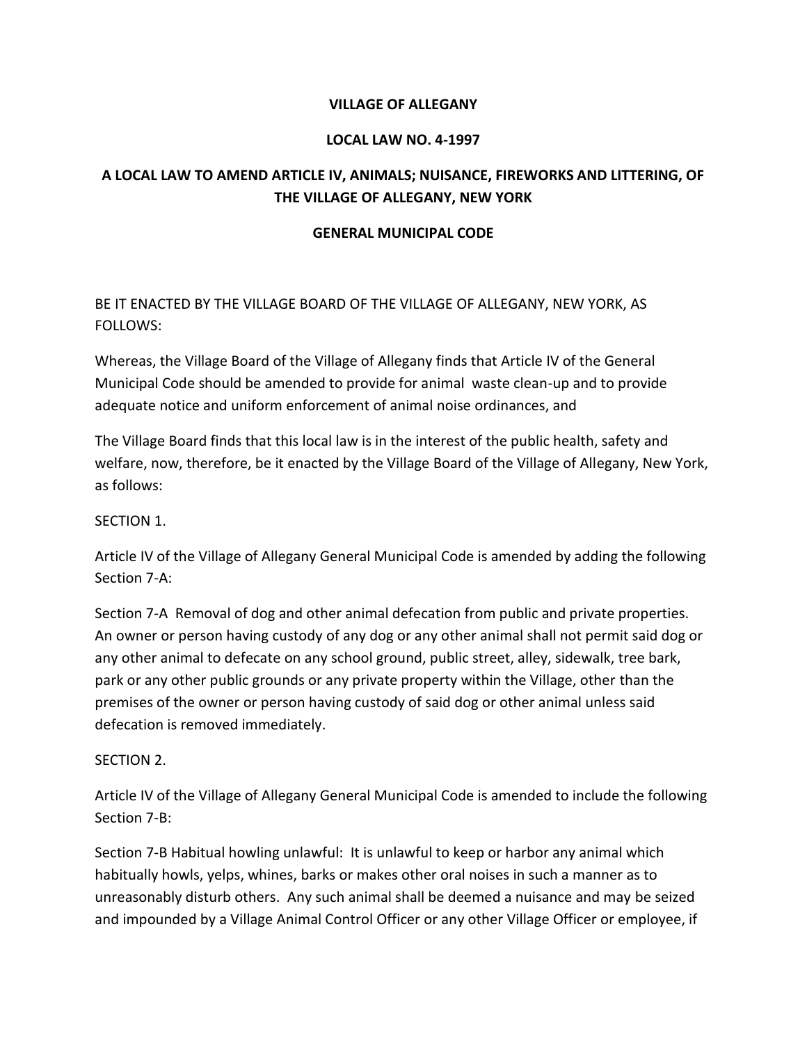# VILLAGE OF ALLEGANY

## LOCAL LAW NO. 4-1997

## A LOCAL LAW TO AMEND ARTICLE IV, ANIMALS; NUISANCE, FIREWORKS AND LITTERING, OF THE VILLAGE OF ALLEGANY, NEW YORK

## GENERAL MUNICIPAL CODE

BE IT ENACTED BY THE VILLAGE BOARD OF THE VILLAGE OF ALLEGANY, NEW YORK, AS FOLLOWS:

Whereas, the Village Board of the Village of Allegany finds that Article IV of the General Municipal Code should be amended to provide for animal waste clean-up and to provide adequate notice and uniform enforcement of animal noise ordinances, and

The Village Board finds that this local law is in the interest of the public health, safety and welfare, now, therefore, be it enacted by the Village Board of the Village of Allegany, New York, as follows:

SECTION 1.

Article IV of the Village of Allegany General Municipal Code is amended by adding the following Section 7-A:

Section 7-A Removal of dog and other animal defecation from public and private properties. An owner or person having custody of any dog or any other animal shall not permit said dog or any other animal to defecate on any school ground, public street, alley, sidewalk, tree bark, park or any other public grounds or any private property within the Village, other than the premises of the owner or person having custody of said dog or other animal unless said defecation is removed immediately.

SECTION 2.

Article IV of the Village of Allegany General Municipal Code is amended to include the following Section 7-B:

Section 7-B Habitual howling unlawful: It is unlawful to keep or harbor any animal which habitually howls, yelps, whines, barks or makes other oral noises in such a manner as to unreasonably disturb others. Any such animal shall be deemed a nuisance and may be seized and impounded by a Village Animal Control Officer or any other Village Officer or employee, if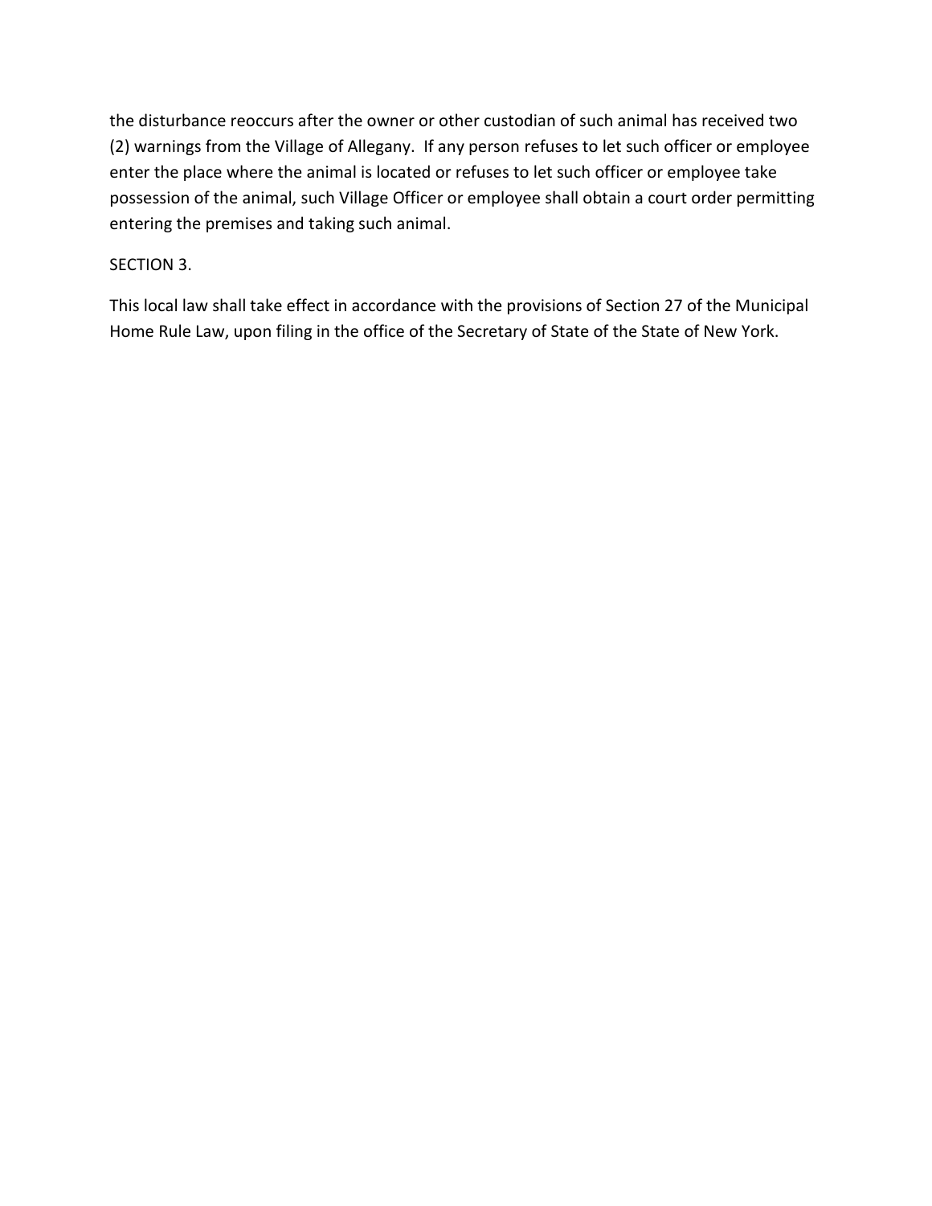the disturbance reoccurs after the owner or other custodian of such animal has received two (2) warnings from the Village of Allegany. If any person refuses to let such officer or employee enter the place where the animal is located or refuses to let such officer or employee take possession of the animal, such Village Officer or employee shall obtain a court order permitting entering the premises and taking such animal.

SECTION 3.

This local law shall take effect in accordance with the provisions of Section 27 of the Municipal Home Rule Law, upon filing in the office of the Secretary of State of the State of New York.